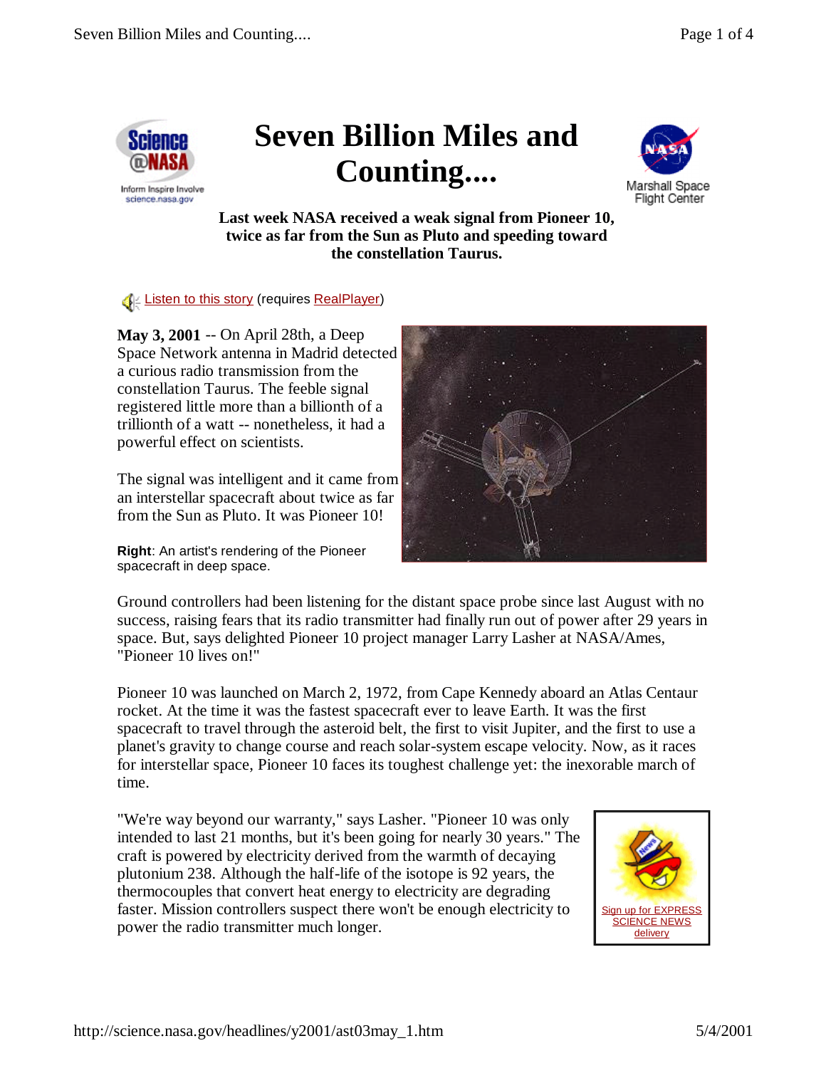# Seven Billion Miles and Counting....

**Last week NASA received a weak signal from Pioneer 10, twice as far from the Sun as Pluto and speeding toward the constellation Taurus.**

Listen to this story (requires RealPlayer)

**May 3, 2001** -- On April 28th, a Deep Space Network antenna in Madrid detected a curious radio transmission from the constellation Taurus. The feeble signal registered little more than a billionth of a trillionth of a watt -- nonetheless, it had a powerful effect on scientists.

The signal was intelligent and it came from an interstellar spacecraft about twice as far from the Sun as Pluto. It was Pioneer 10!

**Right**: An artist's rendering of the Pioneer spacecraft in deep space.

Ground controllers had been listening for the distant space probe since last August with no success, raising fears that its radio transmitter had finally run out of power after 29 years in space. But, says delighted Pioneer 10 project manager Larry Lasher at NASA/Ames, "Pioneer 10 lives on!"

Pioneer 10 was launched on March 2, 1972, from Cape Kennedy aboard an Atlas Centaur rocket. At the time it was the fastest spacecraft ever to leave Earth. It was the first spacecraft to travel through the asteroid belt, the first to visit Jupiter, and the first to use a planet's gravity to change course and reach solar-system escape velocity. Now, as it races for interstellar space, Pioneer 10 faces its toughest challenge yet: the inexorable march of time.

"We're way beyond our warranty," says Lasher. "Pioneer 10 was only intended to last 21 months, but it's been going for nearly 30 years." The craft is powered by electricity derived from the warmth of decaying plutonium 238. Although the half-life of the isotope is 92 years, the thermocouples that convert heat energy to electricity are degrading faster. Mission controllers suspect there won't be enough electricity to power the radio transmitter much longer.

Sign up for EXPRESS SCIENCE NEWS delivery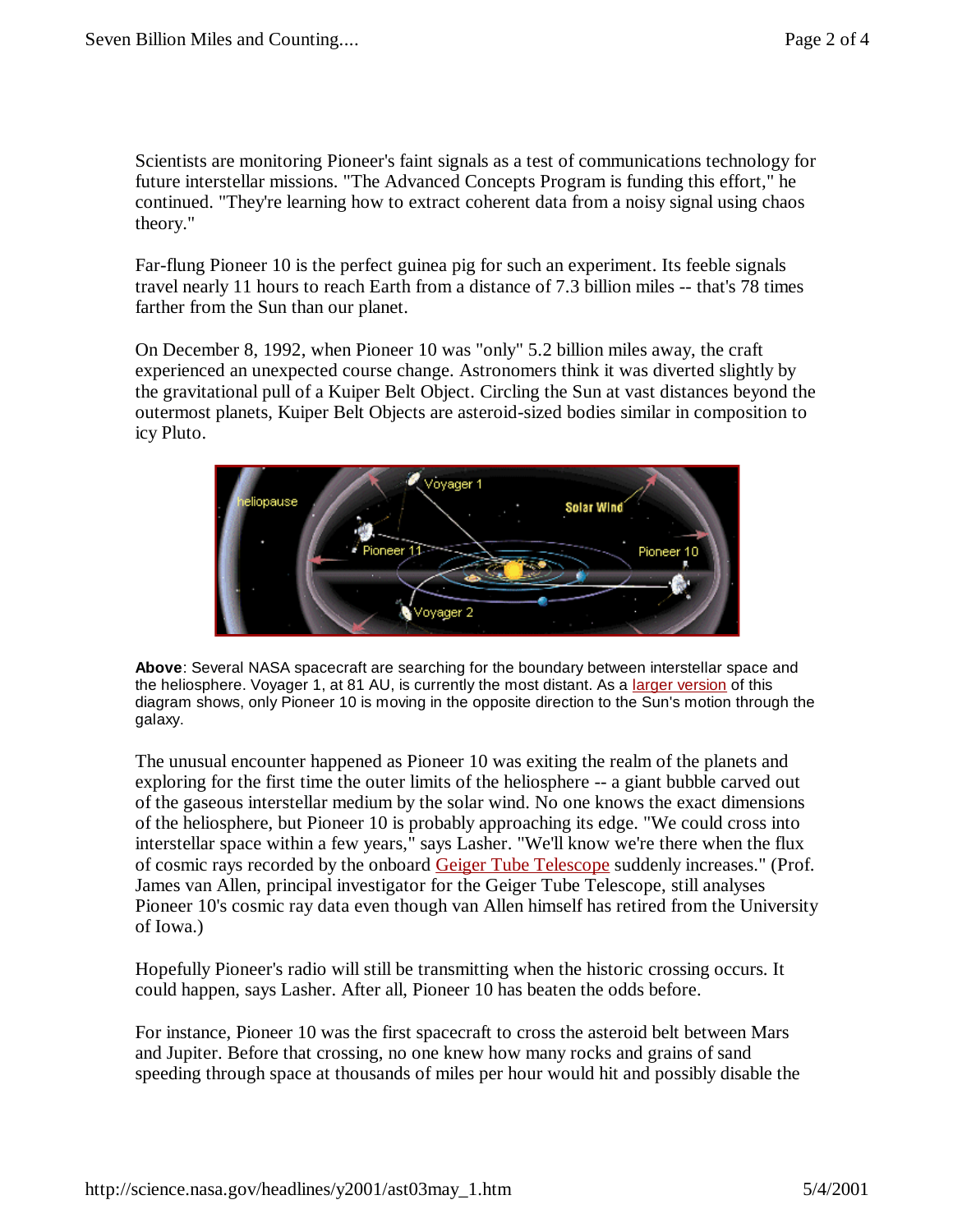Scientists are monitoring Pioneer's faint signals as a test of communications technology for future interstellar missions. "The Advanced Concepts Program is funding this effort," he continued. "They're learning how to extract coherent data from a noisy signal using chaos theory."

Far-flung Pioneer 10 is the perfect guinea pig for such an experiment. Its feeble signals travel nearly 11 hours to reach Earth from a distance of 7.3 billion miles -- that's 78 times farther from the Sun than our planet.

On December 8, 1992, when Pioneer 10 was "only" 5.2 billion miles away, the craft experienced an unexpected course change. Astronomers think it was diverted slightly by the gravitational pull of a Kuiper Belt Object. Circling the Sun at vast distances beyond the outermost planets, Kuiper Belt Objects are asteroid-sized bodies similar in composition to icy Pluto.

**Above**: Several NASA spacecraft are searching for the boundary between interstellar space and the heliosphere. Voyager 1, at 81 AU, is currently the most distant. As a larger version of this diagram shows, only Pioneer 10 is moving in the opposite direction to the Sun's motion through the galaxy.

The unusual encounter happened as Pioneer 10 was exiting the realm of the planets and exploring for the first time the outer limits of the heliosphere -- a giant bubble carved out of the gaseous interstellar medium by the solar wind. No one knows the exact dimensions of the heliosphere, but Pioneer 10 is probably approaching its edge. "We could cross into interstellar space within a few years," says Lasher. "We'll know we're there when the flux of cosmic rays recorded by the onboard Geiger Tube Telescope suddenly increases." (Prof. James van Allen, principal investigator for the Geiger Tube Telescope, still analyses Pioneer 10's cosmic ray data even though van Allen himself has retired from the University of Iowa.)

Hopefully Pioneer's radio will still be transmitting when the historic crossing occurs. It could happen, says Lasher. After all, Pioneer 10 has beaten the odds before.

For instance, Pioneer 10 was the first spacecraft to cross the asteroid belt between Mars and Jupiter. Before that crossing, no one knew how many rocks and grains of sand speeding through space at thousands of miles per hour would hit and possibly disable the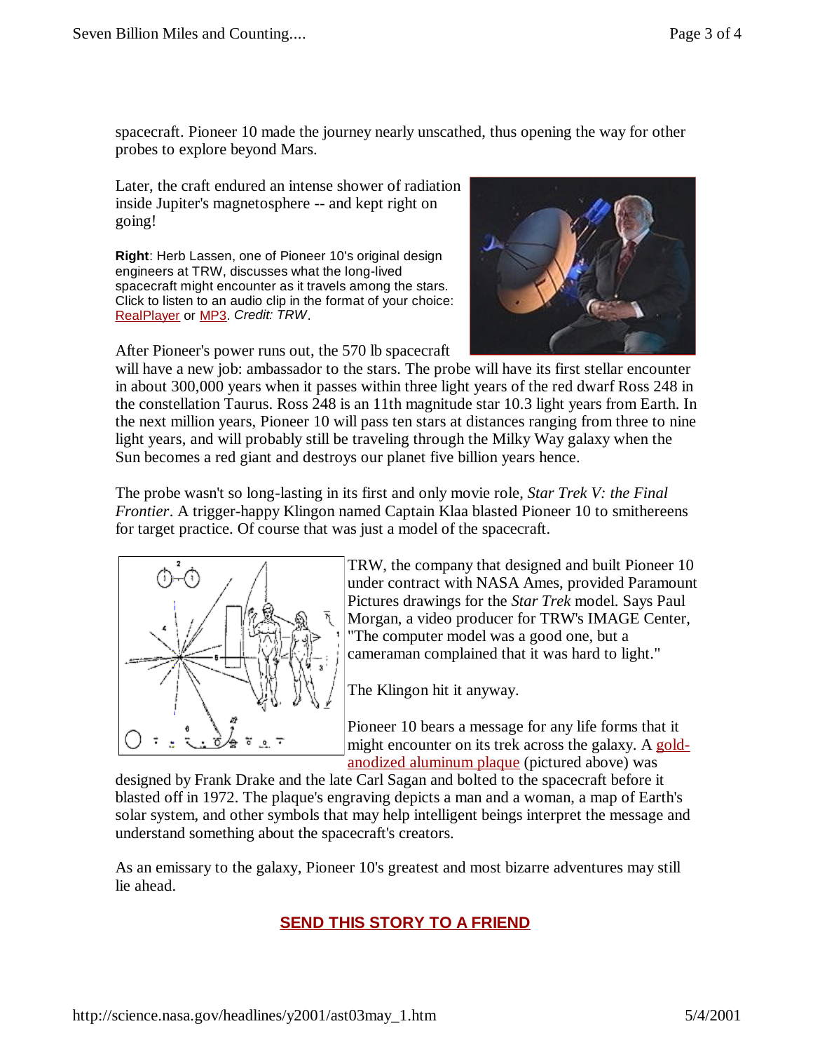spacecraft. Pioneer 10 made the journey nearly unscathed, thus opening the way for other probes to explore beyond Mars.

Later, the craft endured an intense shower of radiation inside Jupiter's magnetosphere -- and kept right on going!

**Right**: Herb Lassen, one of Pioneer 10's original design engineers at TRW, discusses what the long-lived spacecraft might encounter as it travels among the stars. Click to listen to an audio clip in the format of your choice: RealPlayer or MP3. *Credit: TRW*.

After Pioneer's power runs out, the 570 lb spacecraft will have a new job: ambassador to the stars. The probe will have its first stellar encounter in about 300,000 years when it passes within three light years of the red dwarf Ross 248 in the constellation Taurus. Ross 248 is an 11th magnitude star 10.3 light years from Earth. In the next million years, Pioneer 10 will pass ten stars at distances ranging from three to nine light years, and will probably still be traveling through the Milky Way galaxy when the Sun becomes a red giant and destroys our planet five billion years hence.

The probe wasn't so long-lasting in its first and only movie role, *Star Trek V: the Final Frontier*. A trigger-happy Klingon named Captain Klaa blasted Pioneer 10 to smithereens for target practice. Of course that was just a model of the spacecraft.

TRW, the company that designed and built Pioneer 10 under contract with NASA Ames, provided Paramount Pictures drawings for the *Star Trek* model. Says Paul Morgan, a video producer for TRW's IMAGE Center, "The computer model was a good one, but a cameraman complained that it was hard to light."

The Klingon hit it anyway.

Pioneer 10 bears a message for any life forms that it might encounter on its trek across the galaxy. A gold-anodized aluminum plaque (pictured above) was designed by Frank Drake and the late Carl Sagan and bolted to the spacecraft before it blasted off in 1972. The plaque's engraving depicts a man and a woman, a map of Earth's solar system, and other symbols that may help intelligent beings interpret the message and understand something about the spacecraft's creators.

As an emissary to the galaxy, Pioneer 10's greatest and most bizarre adventures may still lie ahead.

**SEND THIS STORY TO A FRIEND**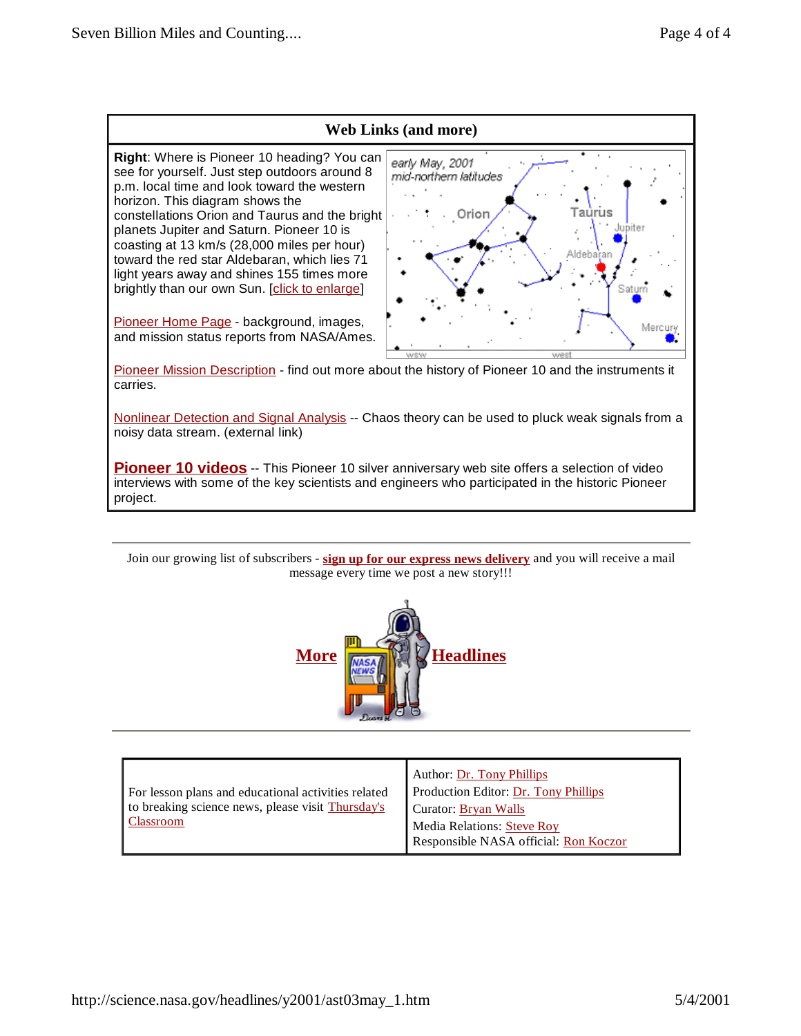## Web Links (and more)

**Right**: Where is Pioneer 10 heading? You can see for yourself. Just step outdoors around 8 p.m. local time and look toward the western horizon. This diagram shows the constellations Orion and Taurus and the bright planets Jupiter and Saturn. Pioneer 10 is coasting at 13 km/s (28,000 miles per hour) toward the red star Aldebaran, which lies 71 light years away and shines 155 times more brightly than our own Sun. [click to enlarge]

early May, 2001
mid-northern latitudes
Orion
Taurus
Jupiter
Aldebaran
Saturn
Mercury
wsw
west

Pioneer Home Page - background, images, and mission status reports from NASA/Ames.

Pioneer Mission Description - find out more about the history of Pioneer 10 and the instruments it carries.

Nonlinear Detection and Signal Analysis -- Chaos theory can be used to pluck weak signals from a noisy data stream. (external link)

**Pioneer 10 videos** -- This Pioneer 10 silver anniversary web site offers a selection of video interviews with some of the key scientists and engineers who participated in the historic Pioneer project.

---

Join our growing list of subscribers - **sign up for our express news delivery** and you will receive a mail message every time we post a new story!!!

**More** **Headlines**

---

| | |
|---|---|
| For lesson plans and educational activities related to breaking science news, please visit Thursday's Classroom | Author: Dr. Tony Phillips<br>Production Editor: Dr. Tony Phillips<br>Curator: Bryan Walls<br>Media Relations: Steve Roy<br>Responsible NASA official: Ron Koczor |